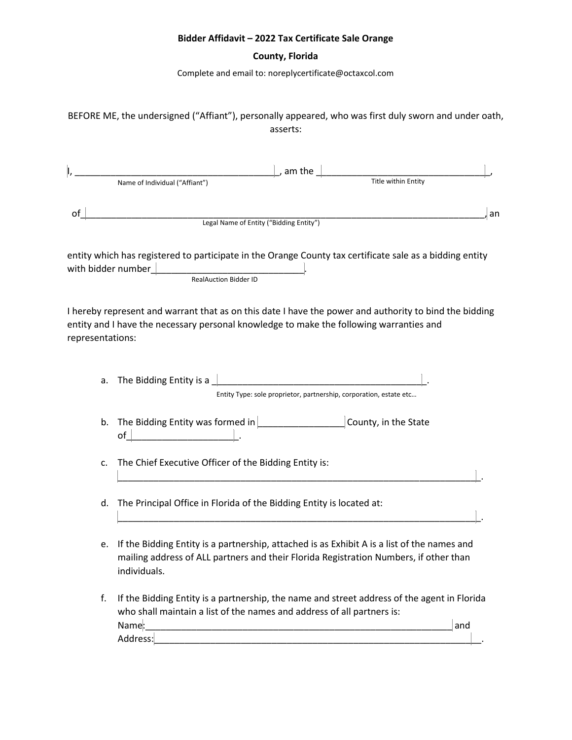**Bidder Affidavit – 2022 Tax Certificate Sale Orange County, Florida**

Complete and email to: noreplycertificate@octaxcol.com

BEFORE ME, the undersigned ("Affiant"), personally appeared, who was first duly sworn and under oath, asserts:

I, ________________________________________, am the __________________________________,
Name of Individual ("Affiant") Title within Entity

of_________________________________________________________________________________, an
Legal Name of Entity ("Bidding Entity")

entity which has registered to participate in the Orange County tax certificate sale as a bidding entity with bidder number______________________________.
RealAuction Bidder ID

I hereby represent and warrant that as on this date I have the power and authority to bind the bidding entity and I have the necessary personal knowledge to make the following warranties and representations:

a. The Bidding Entity is a __________________________________________.
   Entity Type: sole proprietor, partnership, corporation, estate etc…

b. The Bidding Entity was formed in _________________ County, in the State of_____________________.

c. The Chief Executive Officer of the Bidding Entity is: ________________________________________________________________________.

d. The Principal Office in Florida of the Bidding Entity is located at: ________________________________________________________________________.

e. If the Bidding Entity is a partnership, attached is as Exhibit A is a list of the names and mailing address of ALL partners and their Florida Registration Numbers, if other than individuals.

f. If the Bidding Entity is a partnership, the name and street address of the agent in Florida who shall maintain a list of the names and address of all partners is:
   Name:_______________________________________________________________ and
   Address:_______________________________________________________________.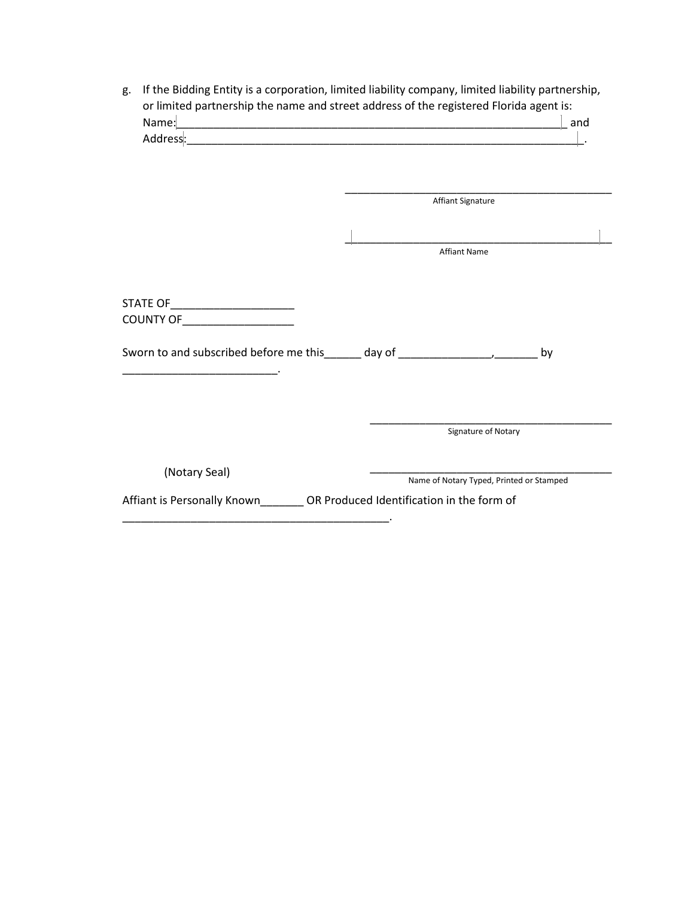g. If the Bidding Entity is a corporation, limited liability company, limited liability partnership, or limited partnership the name and street address of the registered Florida agent is:
Name:_________________________________________________________________ and
Address:_______________________________________________________________.

_____________________________________________
Affiant Signature

_____________________________________________
Affiant Name

STATE OF____________________
COUNTY OF__________________

Sworn to and subscribed before me this______ day of _______________,_______ by _________________________.

_________________________________________
Signature of Notary

(Notary Seal)

_________________________________________
Name of Notary Typed, Printed or Stamped

Affiant is Personally Known_______ OR Produced Identification in the form of ____________________________________________.